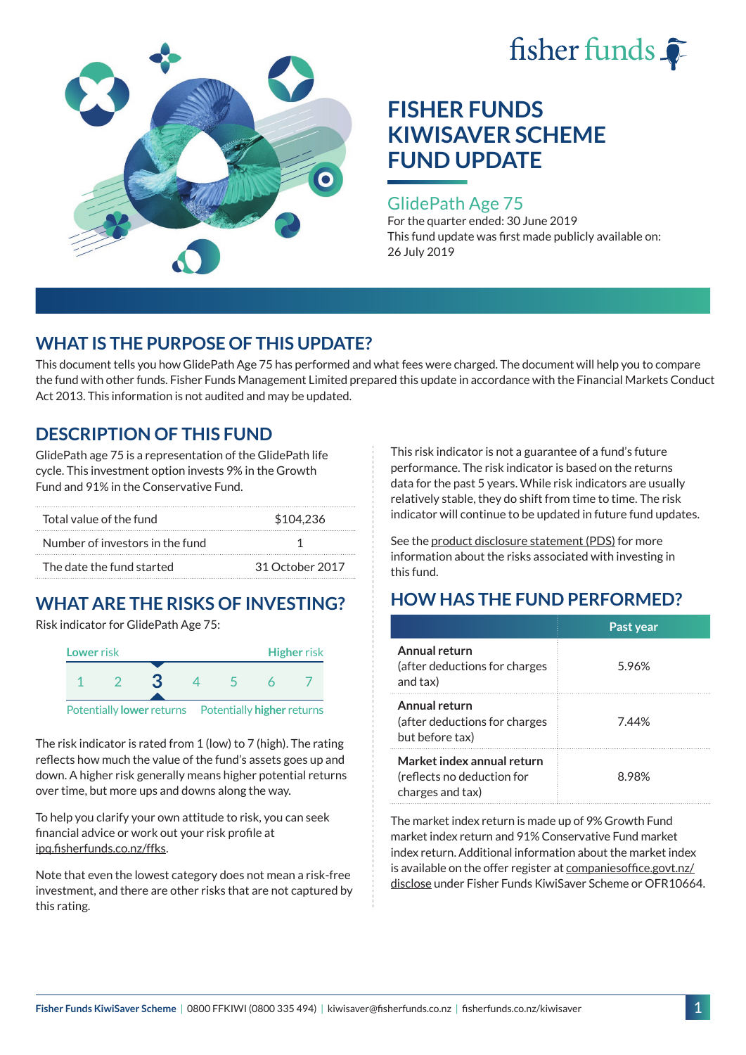fisher funds

# FISHER FUNDS KIWISAVER SCHEME FUND UPDATE

## GlidePath Age 75

For the quarter ended: 30 June 2019

This fund update was first made publicly available on: 26 July 2019

## WHAT IS THE PURPOSE OF THIS UPDATE?

This document tells you how GlidePath Age 75 has performed and what fees were charged. The document will help you to compare the fund with other funds. Fisher Funds Management Limited prepared this update in accordance with the Financial Markets Conduct Act 2013. This information is not audited and may be updated.

## DESCRIPTION OF THIS FUND

GlidePath age 75 is a representation of the GlidePath life cycle. This investment option invests 9% in the Growth Fund and 91% in the Conservative Fund.

| | |
|---|---|
| Total value of the fund | $104,236 |
| Number of investors in the fund | 1 |
| The date the fund started | 31 October 2017 |

## WHAT ARE THE RISKS OF INVESTING?

Risk indicator for GlidePath Age 75:

| Lower risk | | | | | | Higher risk |
|---|---|---|---|---|---|---|
| 1 | 2 | **3** | 4 | 5 | 6 | 7 |

Potentially **lower** returns — Potentially **higher** returns

The risk indicator is rated from 1 (low) to 7 (high). The rating reflects how much the value of the fund's assets goes up and down. A higher risk generally means higher potential returns over time, but more ups and downs along the way.

To help you clarify your own attitude to risk, you can seek financial advice or work out your risk profile at ipq.fisherfunds.co.nz/ffks.

Note that even the lowest category does not mean a risk-free investment, and there are other risks that are not captured by this rating.

This risk indicator is not a guarantee of a fund's future performance. The risk indicator is based on the returns data for the past 5 years. While risk indicators are usually relatively stable, they do shift from time to time. The risk indicator will continue to be updated in future fund updates.

See the product disclosure statement (PDS) for more information about the risks associated with investing in this fund.

## HOW HAS THE FUND PERFORMED?

| | Past year |
|---|---|
| **Annual return** (after deductions for charges and tax) | 5.96% |
| **Annual return** (after deductions for charges but before tax) | 7.44% |
| **Market index annual return** (reflects no deduction for charges and tax) | 8.98% |

The market index return is made up of 9% Growth Fund market index return and 91% Conservative Fund market index return. Additional information about the market index is available on the offer register at companiesoffice.govt.nz/disclose under Fisher Funds KiwiSaver Scheme or OFR10664.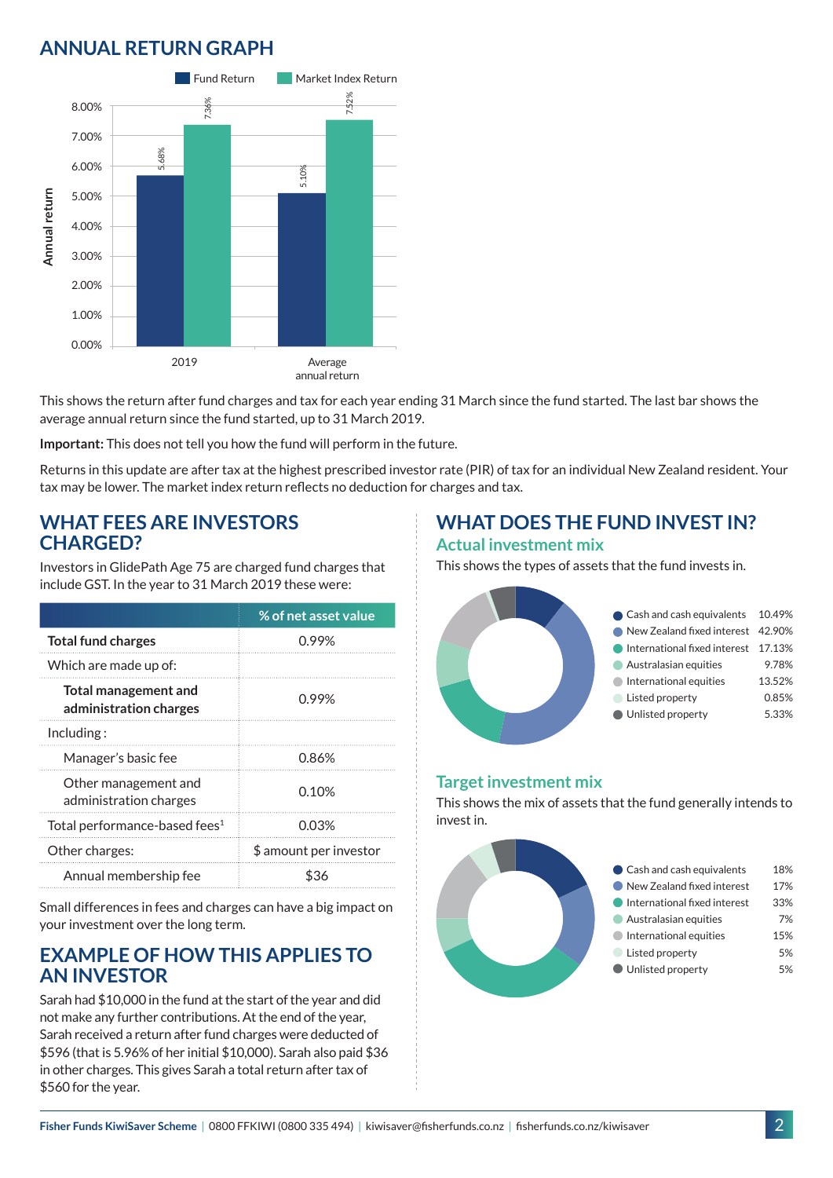## ANNUAL RETURN GRAPH

| | Fund Return | Market Index Return |
|---|---|---|
| 2019 | 5.68% | 7.36% |
| Average annual return | 5.10% | 7.52% |

This shows the return after fund charges and tax for each year ending 31 March since the fund started. The last bar shows the average annual return since the fund started, up to 31 March 2019.

**Important:** This does not tell you how the fund will perform in the future.

Returns in this update are after tax at the highest prescribed investor rate (PIR) of tax for an individual New Zealand resident. Your tax may be lower. The market index return reflects no deduction for charges and tax.

## WHAT FEES ARE INVESTORS CHARGED?

Investors in GlidePath Age 75 are charged fund charges that include GST. In the year to 31 March 2019 these were:

| | % of net asset value |
|---|---|
| **Total fund charges** | 0.99% |
| Which are made up of: | |
| **Total management and administration charges** | 0.99% |
| Including : | |
| Manager's basic fee | 0.86% |
| Other management and administration charges | 0.10% |
| Total performance-based fees[1] | 0.03% |
| Other charges: | $ amount per investor |
| Annual membership fee | $36 |

Small differences in fees and charges can have a big impact on your investment over the long term.

## EXAMPLE OF HOW THIS APPLIES TO AN INVESTOR

Sarah had $10,000 in the fund at the start of the year and did not make any further contributions. At the end of the year, Sarah received a return after fund charges were deducted of $596 (that is 5.96% of her initial $10,000). Sarah also paid $36 in other charges. This gives Sarah a total return after tax of $560 for the year.

## WHAT DOES THE FUND INVEST IN?

### Actual investment mix

This shows the types of assets that the fund invests in.

| Asset | % |
|---|---|
| Cash and cash equivalents | 10.49% |
| New Zealand fixed interest | 42.90% |
| International fixed interest | 17.13% |
| Australasian equities | 9.78% |
| International equities | 13.52% |
| Listed property | 0.85% |
| Unlisted property | 5.33% |

### Target investment mix

This shows the mix of assets that the fund generally intends to invest in.

| Asset | % |
|---|---|
| Cash and cash equivalents | 18% |
| New Zealand fixed interest | 17% |
| International fixed interest | 33% |
| Australasian equities | 7% |
| International equities | 15% |
| Listed property | 5% |
| Unlisted property | 5% |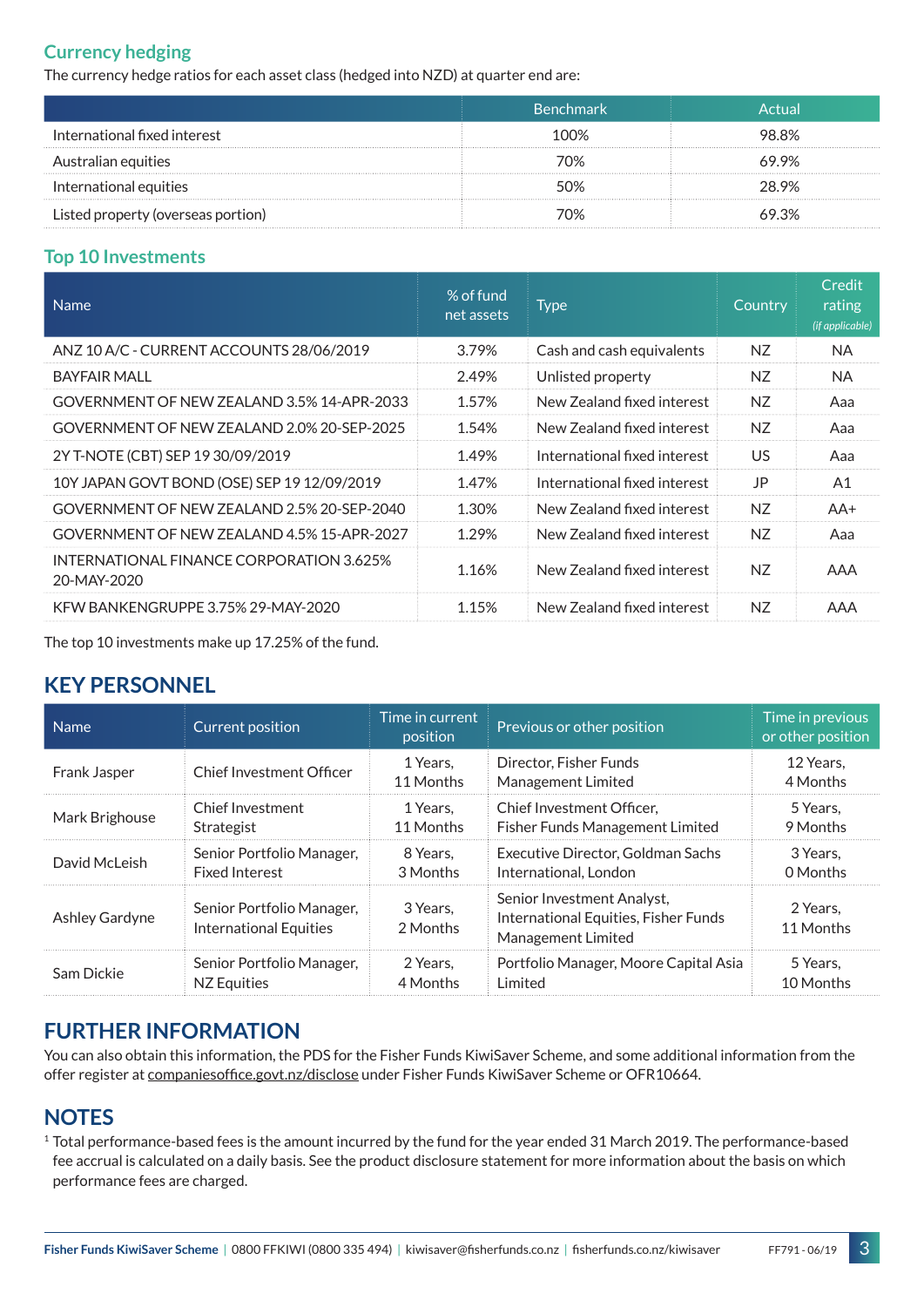## Currency hedging

The currency hedge ratios for each asset class (hedged into NZD) at quarter end are:

| | Benchmark | Actual |
|---|---|---|
| International fixed interest | 100% | 98.8% |
| Australian equities | 70% | 69.9% |
| International equities | 50% | 28.9% |
| Listed property (overseas portion) | 70% | 69.3% |

## Top 10 Investments

| Name | % of fund net assets | Type | Country | Credit rating *(if applicable)* |
|---|---|---|---|---|
| ANZ 10 A/C - CURRENT ACCOUNTS 28/06/2019 | 3.79% | Cash and cash equivalents | NZ | NA |
| BAYFAIR MALL | 2.49% | Unlisted property | NZ | NA |
| GOVERNMENT OF NEW ZEALAND 3.5% 14-APR-2033 | 1.57% | New Zealand fixed interest | NZ | Aaa |
| GOVERNMENT OF NEW ZEALAND 2.0% 20-SEP-2025 | 1.54% | New Zealand fixed interest | NZ | Aaa |
| 2Y T-NOTE (CBT) SEP 19 30/09/2019 | 1.49% | International fixed interest | US | Aaa |
| 10Y JAPAN GOVT BOND (OSE) SEP 19 12/09/2019 | 1.47% | International fixed interest | JP | A1 |
| GOVERNMENT OF NEW ZEALAND 2.5% 20-SEP-2040 | 1.30% | New Zealand fixed interest | NZ | AA+ |
| GOVERNMENT OF NEW ZEALAND 4.5% 15-APR-2027 | 1.29% | New Zealand fixed interest | NZ | Aaa |
| INTERNATIONAL FINANCE CORPORATION 3.625% 20-MAY-2020 | 1.16% | New Zealand fixed interest | NZ | AAA |
| KFW BANKENGRUPPE 3.75% 29-MAY-2020 | 1.15% | New Zealand fixed interest | NZ | AAA |

The top 10 investments make up 17.25% of the fund.

# KEY PERSONNEL

| Name | Current position | Time in current position | Previous or other position | Time in previous or other position |
|---|---|---|---|---|
| Frank Jasper | Chief Investment Officer | 1 Years, 11 Months | Director, Fisher Funds Management Limited | 12 Years, 4 Months |
| Mark Brighouse | Chief Investment Strategist | 1 Years, 11 Months | Chief Investment Officer, Fisher Funds Management Limited | 5 Years, 9 Months |
| David McLeish | Senior Portfolio Manager, Fixed Interest | 8 Years, 3 Months | Executive Director, Goldman Sachs International, London | 3 Years, 0 Months |
| Ashley Gardyne | Senior Portfolio Manager, International Equities | 3 Years, 2 Months | Senior Investment Analyst, International Equities, Fisher Funds Management Limited | 2 Years, 11 Months |
| Sam Dickie | Senior Portfolio Manager, NZ Equities | 2 Years, 4 Months | Portfolio Manager, Moore Capital Asia Limited | 5 Years, 10 Months |

# FURTHER INFORMATION

You can also obtain this information, the PDS for the Fisher Funds KiwiSaver Scheme, and some additional information from the offer register at companiesoffice.govt.nz/disclose under Fisher Funds KiwiSaver Scheme or OFR10664.

# NOTES

[1] Total performance-based fees is the amount incurred by the fund for the year ended 31 March 2019. The performance-based fee accrual is calculated on a daily basis. See the product disclosure statement for more information about the basis on which performance fees are charged.

**Fisher Funds KiwiSaver Scheme** | 0800 FFKIWI (0800 335 494) | kiwisaver@fisherfunds.co.nz | fisherfunds.co.nz/kiwisaver    FF791 - 06/19